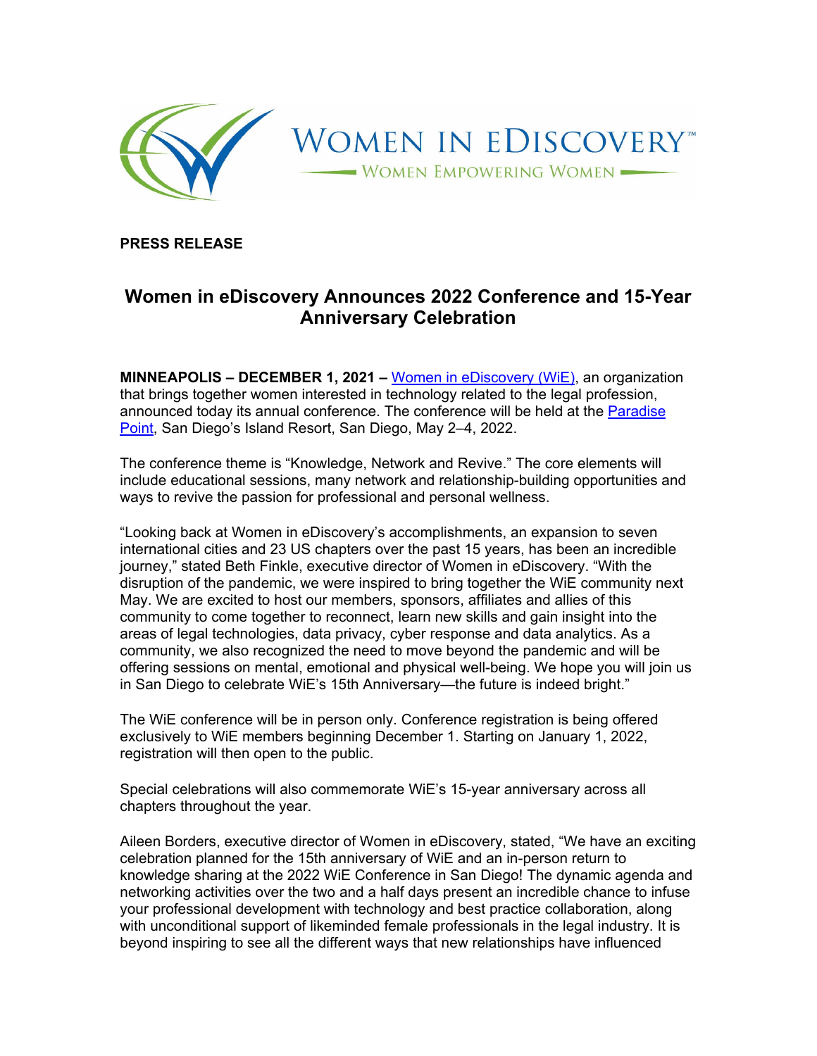WOMEN IN EDISCOVERY™

WOMEN EMPOWERING WOMEN

**PRESS RELEASE**

# Women in eDiscovery Announces 2022 Conference and 15-Year Anniversary Celebration

**MINNEAPOLIS – DECEMBER 1, 2021 –** Women in eDiscovery (WiE), an organization that brings together women interested in technology related to the legal profession, announced today its annual conference. The conference will be held at the Paradise Point, San Diego's Island Resort, San Diego, May 2–4, 2022.

The conference theme is "Knowledge, Network and Revive." The core elements will include educational sessions, many network and relationship-building opportunities and ways to revive the passion for professional and personal wellness.

"Looking back at Women in eDiscovery's accomplishments, an expansion to seven international cities and 23 US chapters over the past 15 years, has been an incredible journey," stated Beth Finkle, executive director of Women in eDiscovery. "With the disruption of the pandemic, we were inspired to bring together the WiE community next May. We are excited to host our members, sponsors, affiliates and allies of this community to come together to reconnect, learn new skills and gain insight into the areas of legal technologies, data privacy, cyber response and data analytics. As a community, we also recognized the need to move beyond the pandemic and will be offering sessions on mental, emotional and physical well-being. We hope you will join us in San Diego to celebrate WiE's 15th Anniversary—the future is indeed bright."

The WiE conference will be in person only. Conference registration is being offered exclusively to WiE members beginning December 1. Starting on January 1, 2022, registration will then open to the public.

Special celebrations will also commemorate WiE's 15-year anniversary across all chapters throughout the year.

Aileen Borders, executive director of Women in eDiscovery, stated, "We have an exciting celebration planned for the 15th anniversary of WiE and an in-person return to knowledge sharing at the 2022 WiE Conference in San Diego! The dynamic agenda and networking activities over the two and a half days present an incredible chance to infuse your professional development with technology and best practice collaboration, along with unconditional support of likeminded female professionals in the legal industry. It is beyond inspiring to see all the different ways that new relationships have influenced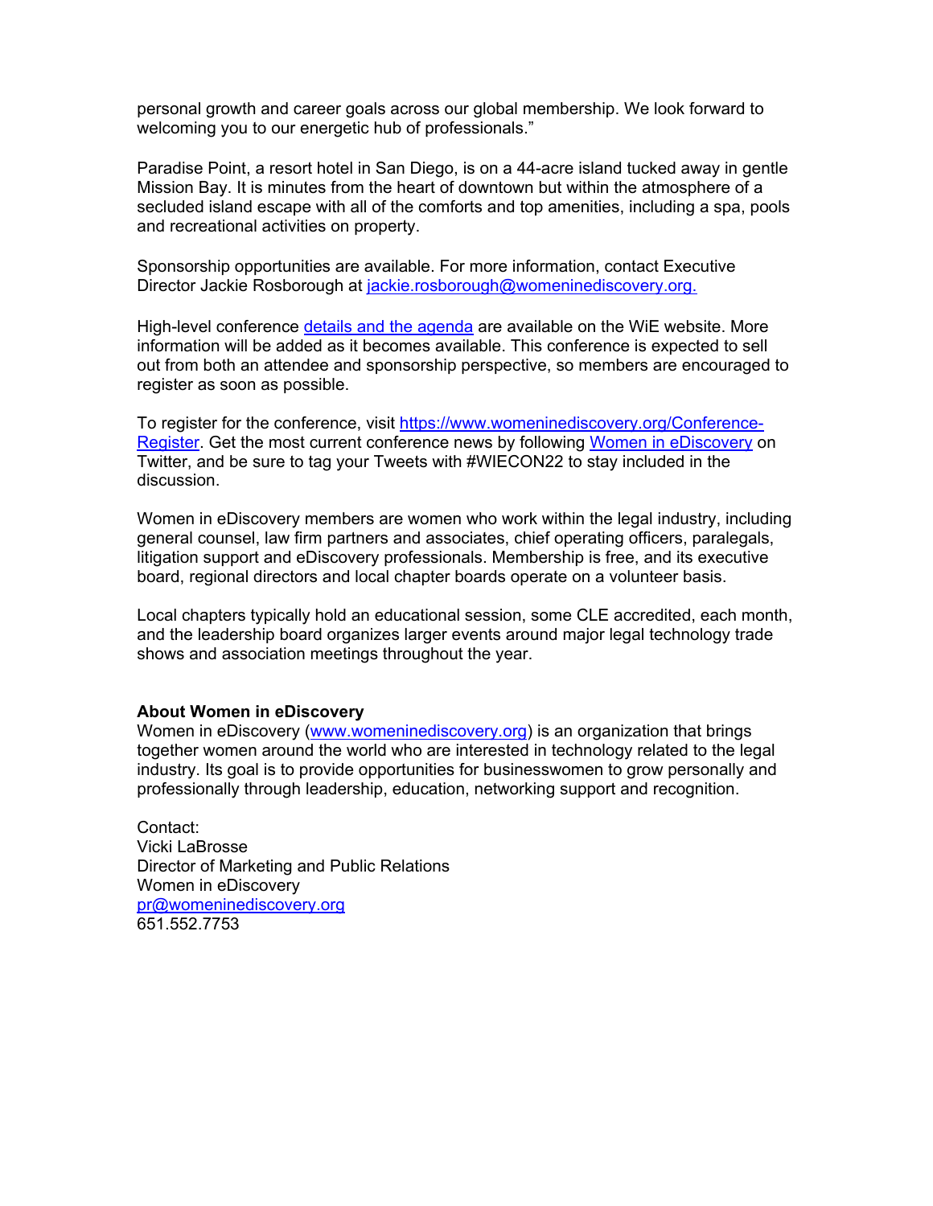personal growth and career goals across our global membership. We look forward to welcoming you to our energetic hub of professionals."

Paradise Point, a resort hotel in San Diego, is on a 44-acre island tucked away in gentle Mission Bay. It is minutes from the heart of downtown but within the atmosphere of a secluded island escape with all of the comforts and top amenities, including a spa, pools and recreational activities on property.

Sponsorship opportunities are available. For more information, contact Executive Director Jackie Rosborough at [jackie.rosborough@womeninediscovery.org.](mailto:jackie.rosborough@womeninediscovery.org)

High-level conference [details and the agenda](#) are available on the WiE website. More information will be added as it becomes available. This conference is expected to sell out from both an attendee and sponsorship perspective, so members are encouraged to register as soon as possible.

To register for the conference, visit [https://www.womeninediscovery.org/Conference-Register](https://www.womeninediscovery.org/Conference-Register). Get the most current conference news by following [Women in eDiscovery](#) on Twitter, and be sure to tag your Tweets with #WIECON22 to stay included in the discussion.

Women in eDiscovery members are women who work within the legal industry, including general counsel, law firm partners and associates, chief operating officers, paralegals, litigation support and eDiscovery professionals. Membership is free, and its executive board, regional directors and local chapter boards operate on a volunteer basis.

Local chapters typically hold an educational session, some CLE accredited, each month, and the leadership board organizes larger events around major legal technology trade shows and association meetings throughout the year.

**About Women in eDiscovery**
Women in eDiscovery ([www.womeninediscovery.org](http://www.womeninediscovery.org)) is an organization that brings together women around the world who are interested in technology related to the legal industry. Its goal is to provide opportunities for businesswomen to grow personally and professionally through leadership, education, networking support and recognition.

Contact:
Vicki LaBrosse
Director of Marketing and Public Relations
Women in eDiscovery
[pr@womeninediscovery.org](mailto:pr@womeninediscovery.org)
651.552.7753